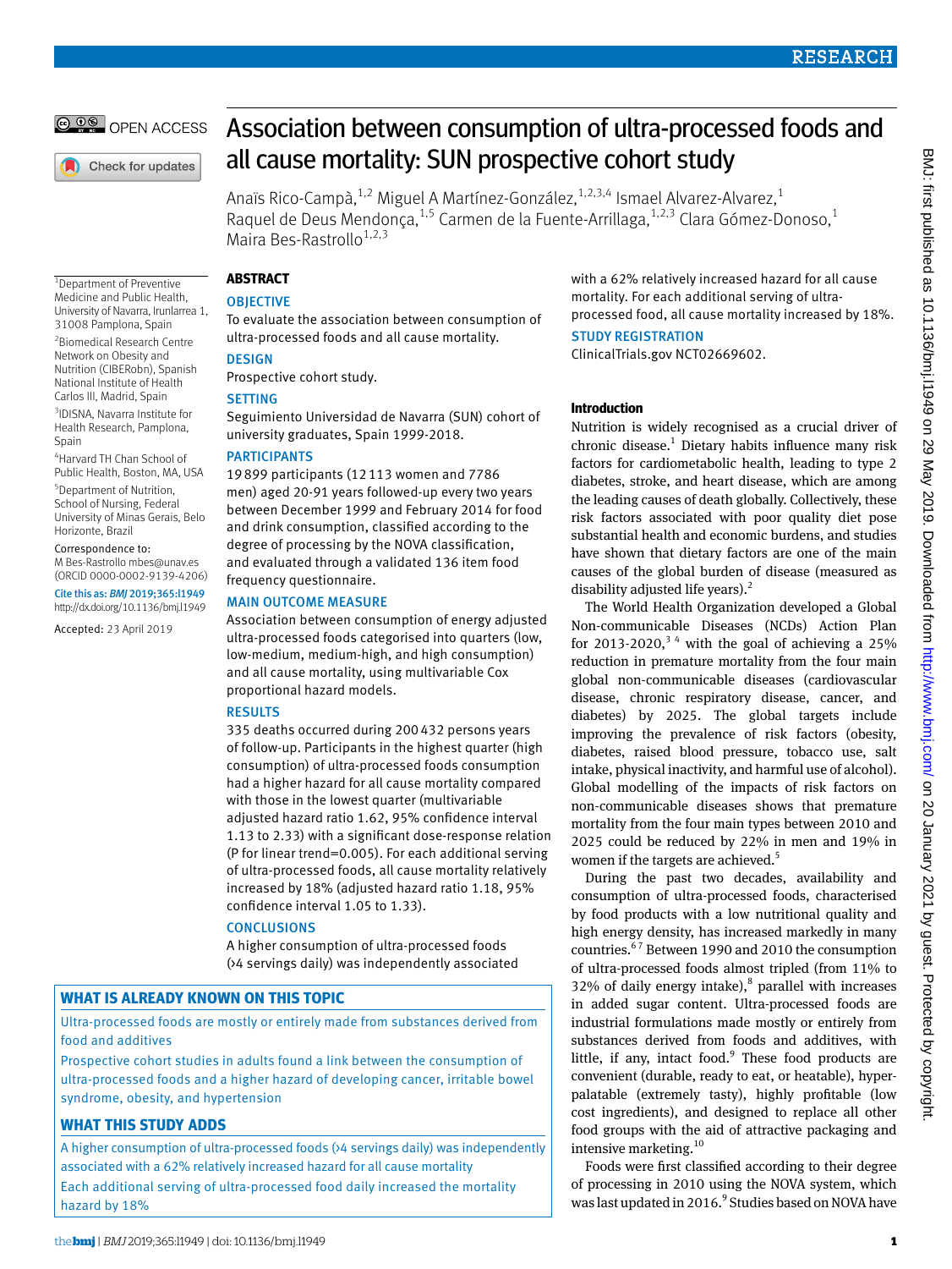# Association between consumption of ultra-processed foods and all cause mortality: SUN prospective cohort study

Anaïs Rico-Campà,[1,2] Miguel A Martínez-González,[1,2,3,4] Ismael Alvarez-Alvarez,[1] Raquel de Deus Mendonça,[1,5] Carmen de la Fuente-Arrillaga,[1,2,3] Clara Gómez-Donoso,[1] Maira Bes-Rastrollo[1,2,3]

[1]Department of Preventive Medicine and Public Health, University of Navarra, Irunlarrea 1, 31008 Pamplona, Spain

[2]Biomedical Research Centre Network on Obesity and Nutrition (CIBERobn), Spanish National Institute of Health Carlos III, Madrid, Spain

[3]IDISNA, Navarra Institute for Health Research, Pamplona, Spain

[4]Harvard TH Chan School of Public Health, Boston, MA, USA

[5]Department of Nutrition, School of Nursing, Federal University of Minas Gerais, Belo Horizonte, Brazil

Correspondence to: M Bes-Rastrollo mbes@unav.es (ORCID 0000-0002-9139-4206)

Cite this as: *BMJ* 2019;365:l1949
http://dx.doi.org/10.1136/bmj.l1949

Accepted: 23 April 2019

## ABSTRACT

### OBJECTIVE

To evaluate the association between consumption of ultra-processed foods and all cause mortality.

### DESIGN

Prospective cohort study.

### SETTING

Seguimiento Universidad de Navarra (SUN) cohort of university graduates, Spain 1999-2018.

### PARTICIPANTS

19 899 participants (12 113 women and 7786 men) aged 20-91 years followed-up every two years between December 1999 and February 2014 for food and drink consumption, classified according to the degree of processing by the NOVA classification, and evaluated through a validated 136 item food frequency questionnaire.

### MAIN OUTCOME MEASURE

Association between consumption of energy adjusted ultra-processed foods categorised into quarters (low, low-medium, medium-high, and high consumption) and all cause mortality, using multivariable Cox proportional hazard models.

### RESULTS

335 deaths occurred during 200 432 persons years of follow-up. Participants in the highest quarter (high consumption) of ultra-processed foods consumption had a higher hazard for all cause mortality compared with those in the lowest quarter (multivariable adjusted hazard ratio 1.62, 95% confidence interval 1.13 to 2.33) with a significant dose-response relation (P for linear trend=0.005). For each additional serving of ultra-processed foods, all cause mortality relatively increased by 18% (adjusted hazard ratio 1.18, 95% confidence interval 1.05 to 1.33).

### CONCLUSIONS

A higher consumption of ultra-processed foods (>4 servings daily) was independently associated with a 62% relatively increased hazard for all cause mortality. For each additional serving of ultra-processed food, all cause mortality increased by 18%.

### STUDY REGISTRATION

ClinicalTrials.gov NCT02669602.

## WHAT IS ALREADY KNOWN ON THIS TOPIC

Ultra-processed foods are mostly or entirely made from substances derived from food and additives

Prospective cohort studies in adults found a link between the consumption of ultra-processed foods and a higher hazard of developing cancer, irritable bowel syndrome, obesity, and hypertension

## WHAT THIS STUDY ADDS

A higher consumption of ultra-processed foods (>4 servings daily) was independently associated with a 62% relatively increased hazard for all cause mortality

Each additional serving of ultra-processed food daily increased the mortality hazard by 18%

## Introduction

Nutrition is widely recognised as a crucial driver of chronic disease.[1] Dietary habits influence many risk factors for cardiometabolic health, leading to type 2 diabetes, stroke, and heart disease, which are among the leading causes of death globally. Collectively, these risk factors associated with poor quality diet pose substantial health and economic burdens, and studies have shown that dietary factors are one of the main causes of the global burden of disease (measured as disability adjusted life years).[2]

The World Health Organization developed a Global Non-communicable Diseases (NCDs) Action Plan for 2013-2020,[3,4] with the goal of achieving a 25% reduction in premature mortality from the four main global non-communicable diseases (cardiovascular disease, chronic respiratory disease, cancer, and diabetes) by 2025. The global targets include improving the prevalence of risk factors (obesity, diabetes, raised blood pressure, tobacco use, salt intake, physical inactivity, and harmful use of alcohol). Global modelling of the impacts of risk factors on non-communicable diseases shows that premature mortality from the four main types between 2010 and 2025 could be reduced by 22% in men and 19% in women if the targets are achieved.[5]

During the past two decades, availability and consumption of ultra-processed foods, characterised by food products with a low nutritional quality and high energy density, has increased markedly in many countries.[6,7] Between 1990 and 2010 the consumption of ultra-processed foods almost tripled (from 11% to 32% of daily energy intake),[8] parallel with increases in added sugar content. Ultra-processed foods are industrial formulations made mostly or entirely from substances derived from foods and additives, with little, if any, intact food.[9] These food products are convenient (durable, ready to eat, or heatable), hyper-palatable (extremely tasty), highly profitable (low cost ingredients), and designed to replace all other food groups with the aid of attractive packaging and intensive marketing.[10]

Foods were first classified according to their degree of processing in 2010 using the NOVA system, which was last updated in 2016.[9] Studies based on NOVA have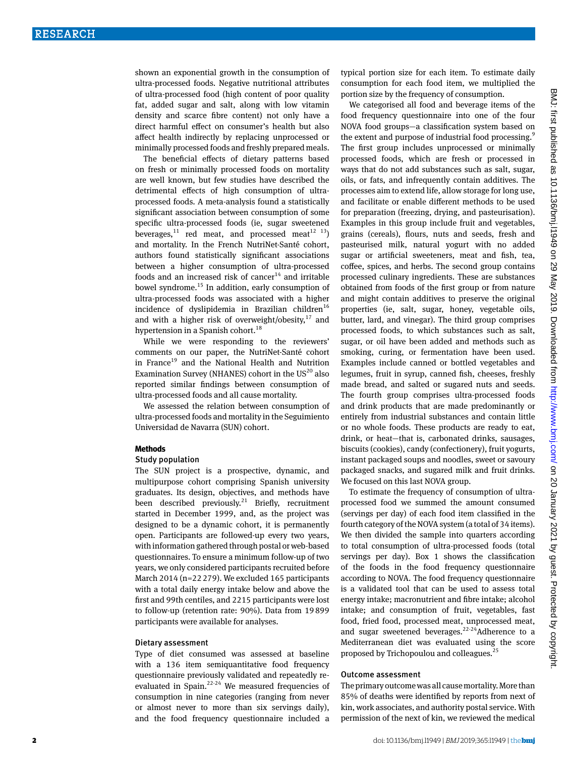shown an exponential growth in the consumption of ultra-processed foods. Negative nutritional attributes of ultra-processed food (high content of poor quality fat, added sugar and salt, along with low vitamin density and scarce fibre content) not only have a direct harmful effect on consumer's health but also affect health indirectly by replacing unprocessed or minimally processed foods and freshly prepared meals.

The beneficial effects of dietary patterns based on fresh or minimally processed foods on mortality are well known, but few studies have described the detrimental effects of high consumption of ultra-processed foods. A meta-analysis found a statistically significant association between consumption of some specific ultra-processed foods (ie, sugar sweetened beverages,[11] red meat, and processed meat[12 13]) and mortality. In the French NutriNet-Santé cohort, authors found statistically significant associations between a higher consumption of ultra-processed foods and an increased risk of cancer[14] and irritable bowel syndrome.[15] In addition, early consumption of ultra-processed foods was associated with a higher incidence of dyslipidemia in Brazilian children[16] and with a higher risk of overweight/obesity,[17] and hypertension in a Spanish cohort.[18]

While we were responding to the reviewers' comments on our paper, the NutriNet-Santé cohort in France[19] and the National Health and Nutrition Examination Survey (NHANES) cohort in the US[20] also reported similar findings between consumption of ultra-processed foods and all cause mortality.

We assessed the relation between consumption of ultra-processed foods and mortality in the Seguimiento Universidad de Navarra (SUN) cohort.

## Methods

### Study population

The SUN project is a prospective, dynamic, and multipurpose cohort comprising Spanish university graduates. Its design, objectives, and methods have been described previously.[21] Briefly, recruitment started in December 1999, and, as the project was designed to be a dynamic cohort, it is permanently open. Participants are followed-up every two years, with information gathered through postal or web-based questionnaires. To ensure a minimum follow-up of two years, we only considered participants recruited before March 2014 (n=22 279). We excluded 165 participants with a total daily energy intake below and above the first and 99th centiles, and 2215 participants were lost to follow-up (retention rate: 90%). Data from 19 899 participants were available for analyses.

### Dietary assessment

Type of diet consumed was assessed at baseline with a 136 item semiquantitative food frequency questionnaire previously validated and repeatedly re-evaluated in Spain.[22-24] We measured frequencies of consumption in nine categories (ranging from never or almost never to more than six servings daily), and the food frequency questionnaire included a typical portion size for each item. To estimate daily consumption for each food item, we multiplied the portion size by the frequency of consumption.

We categorised all food and beverage items of the food frequency questionnaire into one of the four NOVA food groups—a classification system based on the extent and purpose of industrial food processing.[9] The first group includes unprocessed or minimally processed foods, which are fresh or processed in ways that do not add substances such as salt, sugar, oils, or fats, and infrequently contain additives. The processes aim to extend life, allow storage for long use, and facilitate or enable different methods to be used for preparation (freezing, drying, and pasteurisation). Examples in this group include fruit and vegetables, grains (cereals), flours, nuts and seeds, fresh and pasteurised milk, natural yogurt with no added sugar or artificial sweeteners, meat and fish, tea, coffee, spices, and herbs. The second group contains processed culinary ingredients. These are substances obtained from foods of the first group or from nature and might contain additives to preserve the original properties (ie, salt, sugar, honey, vegetable oils, butter, lard, and vinegar). The third group comprises processed foods, to which substances such as salt, sugar, or oil have been added and methods such as smoking, curing, or fermentation have been used. Examples include canned or bottled vegetables and legumes, fruit in syrup, canned fish, cheeses, freshly made bread, and salted or sugared nuts and seeds. The fourth group comprises ultra-processed foods and drink products that are made predominantly or entirely from industrial substances and contain little or no whole foods. These products are ready to eat, drink, or heat—that is, carbonated drinks, sausages, biscuits (cookies), candy (confectionery), fruit yogurts, instant packaged soups and noodles, sweet or savoury packaged snacks, and sugared milk and fruit drinks. We focused on this last NOVA group.

To estimate the frequency of consumption of ultra-processed food we summed the amount consumed (servings per day) of each food item classified in the fourth category of the NOVA system (a total of 34 items). We then divided the sample into quarters according to total consumption of ultra-processed foods (total servings per day). Box 1 shows the classification of the foods in the food frequency questionnaire according to NOVA. The food frequency questionnaire is a validated tool that can be used to assess total energy intake; macronutrient and fibre intake; alcohol intake; and consumption of fruit, vegetables, fast food, fried food, processed meat, unprocessed meat, and sugar sweetened beverages.[22-24] Adherence to a Mediterranean diet was evaluated using the score proposed by Trichopoulou and colleagues.[25]

### Outcome assessment

The primary outcome was all cause mortality. More than 85% of deaths were identified by reports from next of kin, work associates, and authority postal service. With permission of the next of kin, we reviewed the medical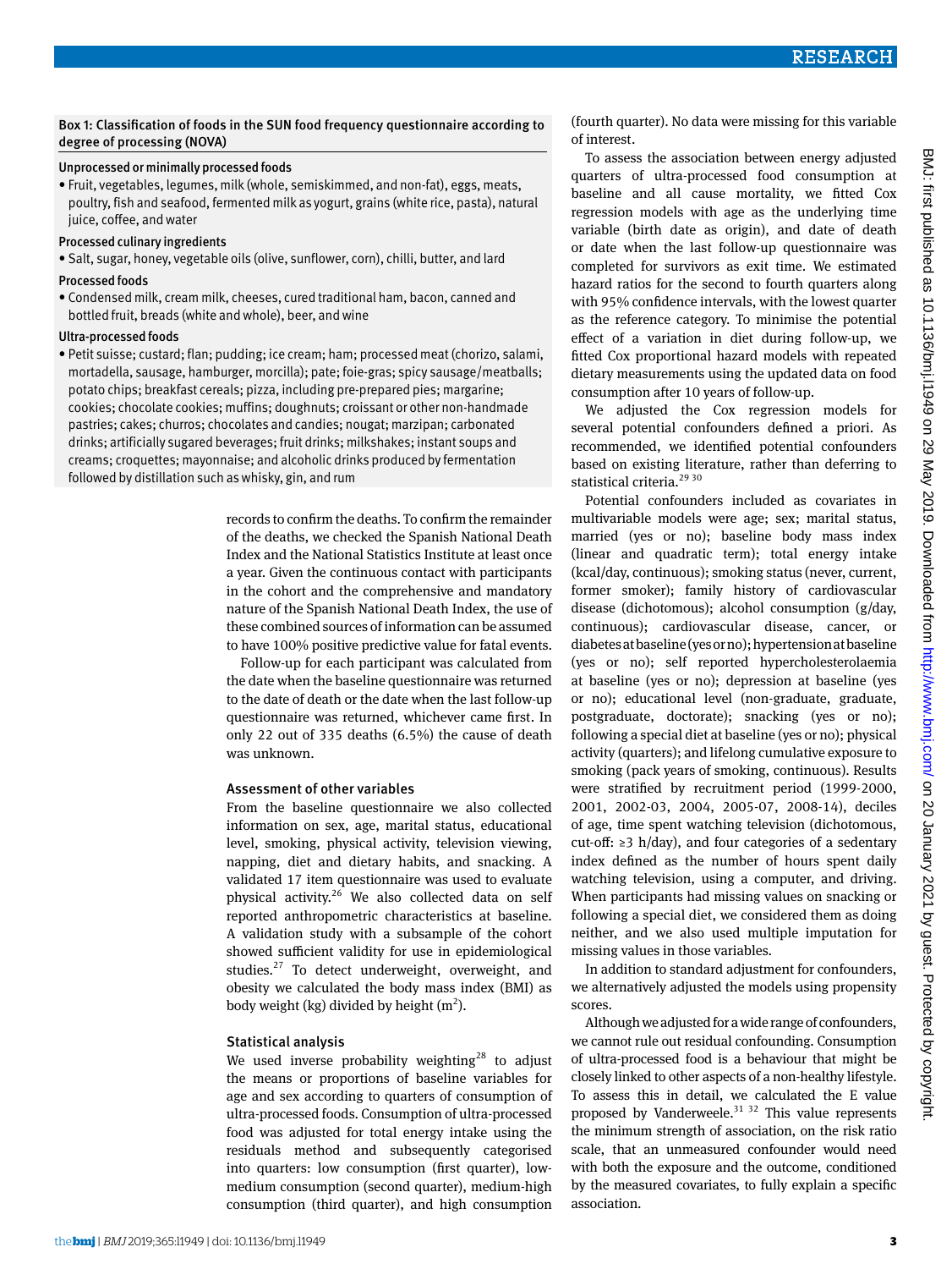Box 1: Classification of foods in the SUN food frequency questionnaire according to degree of processing (NOVA)

Unprocessed or minimally processed foods

- Fruit, vegetables, legumes, milk (whole, semiskimmed, and non-fat), eggs, meats, poultry, fish and seafood, fermented milk as yogurt, grains (white rice, pasta), natural juice, coffee, and water

Processed culinary ingredients

- Salt, sugar, honey, vegetable oils (olive, sunflower, corn), chilli, butter, and lard

Processed foods

- Condensed milk, cream milk, cheeses, cured traditional ham, bacon, canned and bottled fruit, breads (white and whole), beer, and wine

Ultra-processed foods

- Petit suisse; custard; flan; pudding; ice cream; ham; processed meat (chorizo, salami, mortadella, sausage, hamburger, morcilla); pate; foie-gras; spicy sausage/meatballs; potato chips; breakfast cereals; pizza, including pre-prepared pies; margarine; cookies; chocolate cookies; muffins; doughnuts; croissant or other non-handmade pastries; cakes; churros; chocolates and candies; nougat; marzipan; carbonated drinks; artificially sugared beverages; fruit drinks; milkshakes; instant soups and creams; croquettes; mayonnaise; and alcoholic drinks produced by fermentation followed by distillation such as whisky, gin, and rum

records to confirm the deaths. To confirm the remainder of the deaths, we checked the Spanish National Death Index and the National Statistics Institute at least once a year. Given the continuous contact with participants in the cohort and the comprehensive and mandatory nature of the Spanish National Death Index, the use of these combined sources of information can be assumed to have 100% positive predictive value for fatal events.

Follow-up for each participant was calculated from the date when the baseline questionnaire was returned to the date of death or the date when the last follow-up questionnaire was returned, whichever came first. In only 22 out of 335 deaths (6.5%) the cause of death was unknown.

### Assessment of other variables

From the baseline questionnaire we also collected information on sex, age, marital status, educational level, smoking, physical activity, television viewing, napping, diet and dietary habits, and snacking. A validated 17 item questionnaire was used to evaluate physical activity.[26] We also collected data on self reported anthropometric characteristics at baseline. A validation study with a subsample of the cohort showed sufficient validity for use in epidemiological studies.[27] To detect underweight, overweight, and obesity we calculated the body mass index (BMI) as body weight (kg) divided by height ($m^2$).

### Statistical analysis

We used inverse probability weighting[28] to adjust the means or proportions of baseline variables for age and sex according to quarters of consumption of ultra-processed foods. Consumption of ultra-processed food was adjusted for total energy intake using the residuals method and subsequently categorised into quarters: low consumption (first quarter), low-medium consumption (second quarter), medium-high consumption (third quarter), and high consumption (fourth quarter). No data were missing for this variable of interest.

To assess the association between energy adjusted quarters of ultra-processed food consumption at baseline and all cause mortality, we fitted Cox regression models with age as the underlying time variable (birth date as origin), and date of death or date when the last follow-up questionnaire was completed for survivors as exit time. We estimated hazard ratios for the second to fourth quarters along with 95% confidence intervals, with the lowest quarter as the reference category. To minimise the potential effect of a variation in diet during follow-up, we fitted Cox proportional hazard models with repeated dietary measurements using the updated data on food consumption after 10 years of follow-up.

We adjusted the Cox regression models for several potential confounders defined a priori. As recommended, we identified potential confounders based on existing literature, rather than deferring to statistical criteria.[29 30]

Potential confounders included as covariates in multivariable models were age; sex; marital status, married (yes or no); baseline body mass index (linear and quadratic term); total energy intake (kcal/day, continuous); smoking status (never, current, former smoker); family history of cardiovascular disease (dichotomous); alcohol consumption (g/day, continuous); cardiovascular disease, cancer, or diabetes at baseline (yes or no); hypertension at baseline (yes or no); self reported hypercholesterolaemia at baseline (yes or no); depression at baseline (yes or no); educational level (non-graduate, graduate, postgraduate, doctorate); snacking (yes or no); following a special diet at baseline (yes or no); physical activity (quarters); and lifelong cumulative exposure to smoking (pack years of smoking, continuous). Results were stratified by recruitment period (1999-2000, 2001, 2002-03, 2004, 2005-07, 2008-14), deciles of age, time spent watching television (dichotomous, cut-off: ≥3 h/day), and four categories of a sedentary index defined as the number of hours spent daily watching television, using a computer, and driving. When participants had missing values on snacking or following a special diet, we considered them as doing neither, and we also used multiple imputation for missing values in those variables.

In addition to standard adjustment for confounders, we alternatively adjusted the models using propensity scores.

Although we adjusted for a wide range of confounders, we cannot rule out residual confounding. Consumption of ultra-processed food is a behaviour that might be closely linked to other aspects of a non-healthy lifestyle. To assess this in detail, we calculated the E value proposed by Vanderweele.[31 32] This value represents the minimum strength of association, on the risk ratio scale, that an unmeasured confounder would need with both the exposure and the outcome, conditioned by the measured covariates, to fully explain a specific association.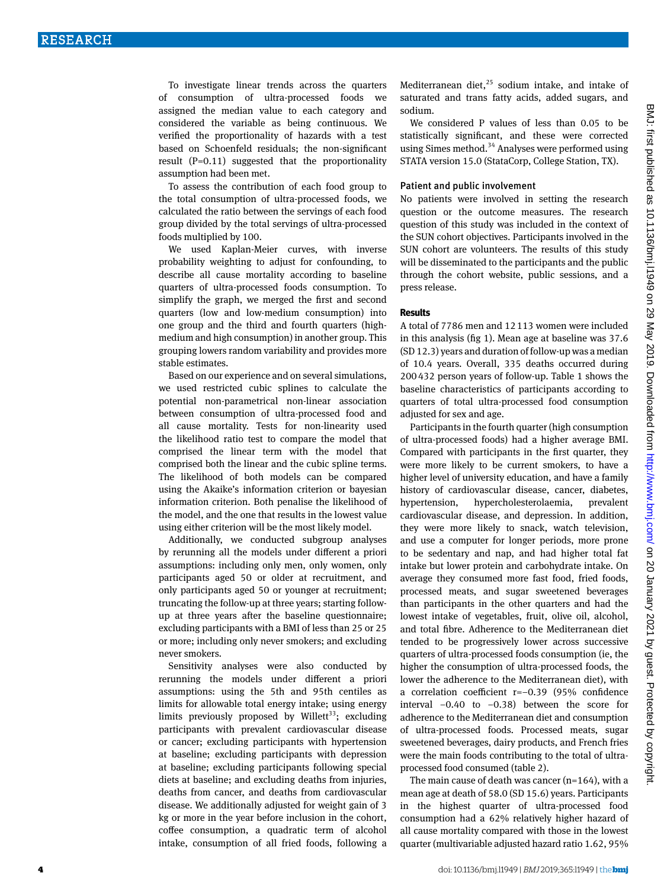To investigate linear trends across the quarters of consumption of ultra-processed foods we assigned the median value to each category and considered the variable as being continuous. We verified the proportionality of hazards with a test based on Schoenfeld residuals; the non-significant result (P=0.11) suggested that the proportionality assumption had been met.

To assess the contribution of each food group to the total consumption of ultra-processed foods, we calculated the ratio between the servings of each food group divided by the total servings of ultra-processed foods multiplied by 100.

We used Kaplan-Meier curves, with inverse probability weighting to adjust for confounding, to describe all cause mortality according to baseline quarters of ultra-processed foods consumption. To simplify the graph, we merged the first and second quarters (low and low-medium consumption) into one group and the third and fourth quarters (high-medium and high consumption) in another group. This grouping lowers random variability and provides more stable estimates.

Based on our experience and on several simulations, we used restricted cubic splines to calculate the potential non-parametrical non-linear association between consumption of ultra-processed food and all cause mortality. Tests for non-linearity used the likelihood ratio test to compare the model that comprised the linear term with the model that comprised both the linear and the cubic spline terms. The likelihood of both models can be compared using the Akaike's information criterion or bayesian information criterion. Both penalise the likelihood of the model, and the one that results in the lowest value using either criterion will be the most likely model.

Additionally, we conducted subgroup analyses by rerunning all the models under different a priori assumptions: including only men, only women, only participants aged 50 or older at recruitment, and only participants aged 50 or younger at recruitment; truncating the follow-up at three years; starting follow-up at three years after the baseline questionnaire; excluding participants with a BMI of less than 25 or 25 or more; including only never smokers; and excluding never smokers.

Sensitivity analyses were also conducted by rerunning the models under different a priori assumptions: using the 5th and 95th centiles as limits for allowable total energy intake; using energy limits previously proposed by Willett[33]; excluding participants with prevalent cardiovascular disease or cancer; excluding participants with hypertension at baseline; excluding participants with depression at baseline; excluding participants following special diets at baseline; and excluding deaths from injuries, deaths from cancer, and deaths from cardiovascular disease. We additionally adjusted for weight gain of 3 kg or more in the year before inclusion in the cohort, coffee consumption, a quadratic term of alcohol intake, consumption of all fried foods, following a Mediterranean diet,[25] sodium intake, and intake of saturated and trans fatty acids, added sugars, and sodium.

We considered P values of less than 0.05 to be statistically significant, and these were corrected using Simes method.[34] Analyses were performed using STATA version 15.0 (StataCorp, College Station, TX).

### Patient and public involvement

No patients were involved in setting the research question or the outcome measures. The research question of this study was included in the context of the SUN cohort objectives. Participants involved in the SUN cohort are volunteers. The results of this study will be disseminated to the participants and the public through the cohort website, public sessions, and a press release.

## Results

A total of 7786 men and 12 113 women were included in this analysis (fig 1). Mean age at baseline was 37.6 (SD 12.3) years and duration of follow-up was a median of 10.4 years. Overall, 335 deaths occurred during 200 432 person years of follow-up. Table 1 shows the baseline characteristics of participants according to quarters of total ultra-processed food consumption adjusted for sex and age.

Participants in the fourth quarter (high consumption of ultra-processed foods) had a higher average BMI. Compared with participants in the first quarter, they were more likely to be current smokers, to have a higher level of university education, and have a family history of cardiovascular disease, cancer, diabetes, hypertension, hypercholesterolaemia, prevalent cardiovascular disease, and depression. In addition, they were more likely to snack, watch television, and use a computer for longer periods, more prone to be sedentary and nap, and had higher total fat intake but lower protein and carbohydrate intake. On average they consumed more fast food, fried foods, processed meats, and sugar sweetened beverages than participants in the other quarters and had the lowest intake of vegetables, fruit, olive oil, alcohol, and total fibre. Adherence to the Mediterranean diet tended to be progressively lower across successive quarters of ultra-processed foods consumption (ie, the higher the consumption of ultra-processed foods, the lower the adherence to the Mediterranean diet), with a correlation coefficient r=−0.39 (95% confidence interval −0.40 to −0.38) between the score for adherence to the Mediterranean diet and consumption of ultra-processed foods. Processed meats, sugar sweetened beverages, dairy products, and French fries were the main foods contributing to the total of ultra-processed food consumed (table 2).

The main cause of death was cancer (n=164), with a mean age at death of 58.0 (SD 15.6) years. Participants in the highest quarter of ultra-processed food consumption had a 62% relatively higher hazard of all cause mortality compared with those in the lowest quarter (multivariable adjusted hazard ratio 1.62, 95%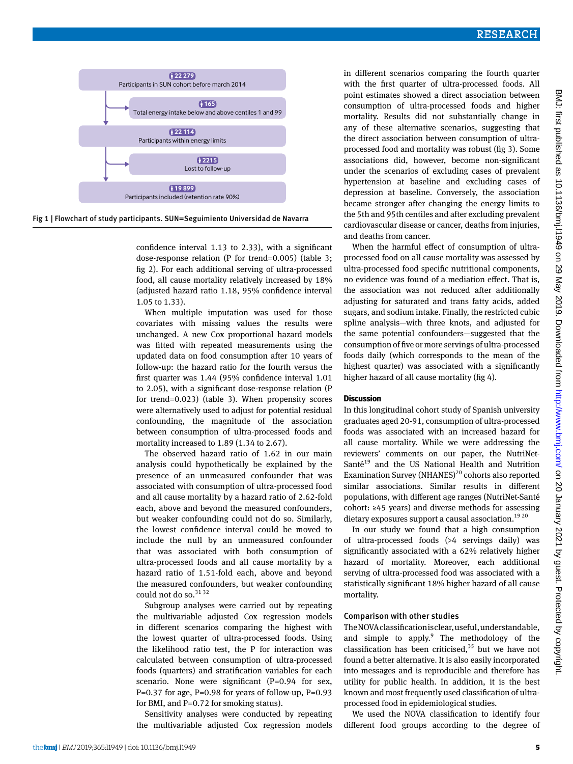22 279
Participants in SUN cohort before march 2014

165
Total energy intake below and above centiles 1 and 99

22 114
Participants within energy limits

2215
Lost to follow-up

19 899
Participants included (retention rate 90%)

Fig 1 | Flowchart of study participants. SUN=Seguimiento Universidad de Navarra

confidence interval 1.13 to 2.33), with a significant dose-response relation (P for trend=0.005) (table 3; fig 2). For each additional serving of ultra-processed food, all cause mortality relatively increased by 18% (adjusted hazard ratio 1.18, 95% confidence interval 1.05 to 1.33).

When multiple imputation was used for those covariates with missing values the results were unchanged. A new Cox proportional hazard models was fitted with repeated measurements using the updated data on food consumption after 10 years of follow-up: the hazard ratio for the fourth versus the first quarter was 1.44 (95% confidence interval 1.01 to 2.05), with a significant dose-response relation (P for trend=0.023) (table 3). When propensity scores were alternatively used to adjust for potential residual confounding, the magnitude of the association between consumption of ultra-processed foods and mortality increased to 1.89 (1.34 to 2.67).

The observed hazard ratio of 1.62 in our main analysis could hypothetically be explained by the presence of an unmeasured confounder that was associated with consumption of ultra-processed food and all cause mortality by a hazard ratio of 2.62-fold each, above and beyond the measured confounders, but weaker confounding could not do so. Similarly, the lowest confidence interval could be moved to include the null by an unmeasured confounder that was associated with both consumption of ultra-processed foods and all cause mortality by a hazard ratio of 1.51-fold each, above and beyond the measured confounders, but weaker confounding could not do so.[31 32]

Subgroup analyses were carried out by repeating the multivariable adjusted Cox regression models in different scenarios comparing the highest with the lowest quarter of ultra-processed foods. Using the likelihood ratio test, the P for interaction was calculated between consumption of ultra-processed foods (quarters) and stratification variables for each scenario. None were significant (P=0.94 for sex, P=0.37 for age, P=0.98 for years of follow-up, P=0.93 for BMI, and P=0.72 for smoking status).

Sensitivity analyses were conducted by repeating the multivariable adjusted Cox regression models in different scenarios comparing the fourth quarter with the first quarter of ultra-processed foods. All point estimates showed a direct association between consumption of ultra-processed foods and higher mortality. Results did not substantially change in any of these alternative scenarios, suggesting that the direct association between consumption of ultra-processed food and mortality was robust (fig 3). Some associations did, however, become non-significant under the scenarios of excluding cases of prevalent hypertension at baseline and excluding cases of depression at baseline. Conversely, the association became stronger after changing the energy limits to the 5th and 95th centiles and after excluding prevalent cardiovascular disease or cancer, deaths from injuries, and deaths from cancer.

When the harmful effect of consumption of ultra-processed food on all cause mortality was assessed by ultra-processed food specific nutritional components, no evidence was found of a mediation effect. That is, the association was not reduced after additionally adjusting for saturated and trans fatty acids, added sugars, and sodium intake. Finally, the restricted cubic spline analysis—with three knots, and adjusted for the same potential confounders—suggested that the consumption of five or more servings of ultra-processed foods daily (which corresponds to the mean of the highest quarter) was associated with a significantly higher hazard of all cause mortality (fig 4).

## Discussion

In this longitudinal cohort study of Spanish university graduates aged 20-91, consumption of ultra-processed foods was associated with an increased hazard for all cause mortality. While we were addressing the reviewers' comments on our paper, the NutriNet-Santé[19] and the US National Health and Nutrition Examination Survey (NHANES)[20] cohorts also reported similar associations. Similar results in different populations, with different age ranges (NutriNet-Santé cohort: ≥45 years) and diverse methods for assessing dietary exposures support a causal association.[19 20]

In our study we found that a high consumption of ultra-processed foods (>4 servings daily) was significantly associated with a 62% relatively higher hazard of mortality. Moreover, each additional serving of ultra-processed food was associated with a statistically significant 18% higher hazard of all cause mortality.

### Comparison with other studies

The NOVA classification is clear, useful, understandable, and simple to apply.[9] The methodology of the classification has been criticised,[35] but we have not found a better alternative. It is also easily incorporated into messages and is reproducible and therefore has utility for public health. In addition, it is the best known and most frequently used classification of ultra-processed food in epidemiological studies.

We used the NOVA classification to identify four different food groups according to the degree of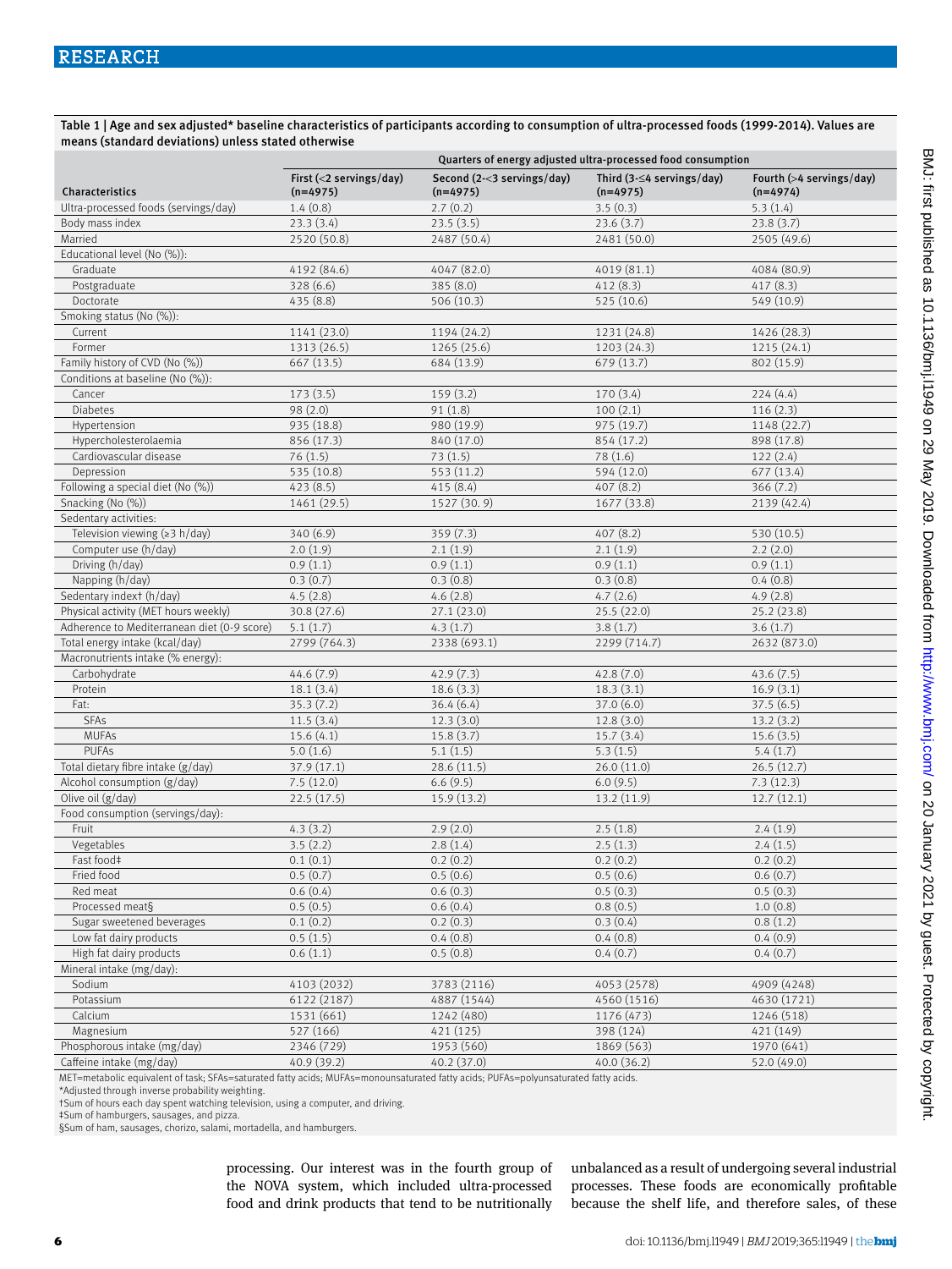Table 1 | Age and sex adjusted* baseline characteristics of participants according to consumption of ultra-processed foods (1999-2014). Values are means (standard deviations) unless stated otherwise

| Characteristics | Quarters of energy adjusted ultra-processed food consumption | | | |
|---|---|---|---|---|
| | First (<2 servings/day) (n=4975) | Second (2-<3 servings/day) (n=4975) | Third (3-≤4 servings/day) (n=4975) | Fourth (>4 servings/day) (n=4974) |
| Ultra-processed foods (servings/day) | 1.4 (0.8) | 2.7 (0.2) | 3.5 (0.3) | 5.3 (1.4) |
| Body mass index | 23.3 (3.4) | 23.5 (3.5) | 23.6 (3.7) | 23.8 (3.7) |
| Married | 2520 (50.8) | 2487 (50.4) | 2481 (50.0) | 2505 (49.6) |
| Educational level (No (%)): | | | | |
| Graduate | 4192 (84.6) | 4047 (82.0) | 4019 (81.1) | 4084 (80.9) |
| Postgraduate | 328 (6.6) | 385 (8.0) | 412 (8.3) | 417 (8.3) |
| Doctorate | 435 (8.8) | 506 (10.3) | 525 (10.6) | 549 (10.9) |
| Smoking status (No (%)): | | | | |
| Current | 1141 (23.0) | 1194 (24.2) | 1231 (24.8) | 1426 (28.3) |
| Former | 1313 (26.5) | 1265 (25.6) | 1203 (24.3) | 1215 (24.1) |
| Family history of CVD (No (%)) | 667 (13.5) | 684 (13.9) | 679 (13.7) | 802 (15.9) |
| Conditions at baseline (No (%)): | | | | |
| Cancer | 173 (3.5) | 159 (3.2) | 170 (3.4) | 224 (4.4) |
| Diabetes | 98 (2.0) | 91 (1.8) | 100 (2.1) | 116 (2.3) |
| Hypertension | 935 (18.8) | 980 (19.9) | 975 (19.7) | 1148 (22.7) |
| Hypercholesterolaemia | 856 (17.3) | 840 (17.0) | 854 (17.2) | 898 (17.8) |
| Cardiovascular disease | 76 (1.5) | 73 (1.5) | 78 (1.6) | 122 (2.4) |
| Depression | 535 (10.8) | 553 (11.2) | 594 (12.0) | 677 (13.4) |
| Following a special diet (No (%)) | 423 (8.5) | 415 (8.4) | 407 (8.2) | 366 (7.2) |
| Snacking (No (%)) | 1461 (29.5) | 1527 (30. 9) | 1677 (33.8) | 2139 (42.4) |
| Sedentary activities: | | | | |
| Television viewing (≥3 h/day) | 340 (6.9) | 359 (7.3) | 407 (8.2) | 530 (10.5) |
| Computer use (h/day) | 2.0 (1.9) | 2.1 (1.9) | 2.1 (1.9) | 2.2 (2.0) |
| Driving (h/day) | 0.9 (1.1) | 0.9 (1.1) | 0.9 (1.1) | 0.9 (1.1) |
| Napping (h/day) | 0.3 (0.7) | 0.3 (0.8) | 0.3 (0.8) | 0.4 (0.8) |
| Sedentary index† (h/day) | 4.5 (2.8) | 4.6 (2.8) | 4.7 (2.6) | 4.9 (2.8) |
| Physical activity (MET hours weekly) | 30.8 (27.6) | 27.1 (23.0) | 25.5 (22.0) | 25.2 (23.8) |
| Adherence to Mediterranean diet (0-9 score) | 5.1 (1.7) | 4.3 (1.7) | 3.8 (1.7) | 3.6 (1.7) |
| Total energy intake (kcal/day) | 2799 (764.3) | 2338 (693.1) | 2299 (714.7) | 2632 (873.0) |
| Macronutrients intake (% energy): | | | | |
| Carbohydrate | 44.6 (7.9) | 42.9 (7.3) | 42.8 (7.0) | 43.6 (7.5) |
| Protein | 18.1 (3.4) | 18.6 (3.3) | 18.3 (3.1) | 16.9 (3.1) |
| Fat: | 35.3 (7.2) | 36.4 (6.4) | 37.0 (6.0) | 37.5 (6.5) |
| SFAs | 11.5 (3.4) | 12.3 (3.0) | 12.8 (3.0) | 13.2 (3.2) |
| MUFAs | 15.6 (4.1) | 15.8 (3.7) | 15.7 (3.4) | 15.6 (3.5) |
| PUFAs | 5.0 (1.6) | 5.1 (1.5) | 5.3 (1.5) | 5.4 (1.7) |
| Total dietary fibre intake (g/day) | 37.9 (17.1) | 28.6 (11.5) | 26.0 (11.0) | 26.5 (12.7) |
| Alcohol consumption (g/day) | 7.5 (12.0) | 6.6 (9.5) | 6.0 (9.5) | 7.3 (12.3) |
| Olive oil (g/day) | 22.5 (17.5) | 15.9 (13.2) | 13.2 (11.9) | 12.7 (12.1) |
| Food consumption (servings/day): | | | | |
| Fruit | 4.3 (3.2) | 2.9 (2.0) | 2.5 (1.8) | 2.4 (1.9) |
| Vegetables | 3.5 (2.2) | 2.8 (1.4) | 2.5 (1.3) | 2.4 (1.5) |
| Fast food‡ | 0.1 (0.1) | 0.2 (0.2) | 0.2 (0.2) | 0.2 (0.2) |
| Fried food | 0.5 (0.7) | 0.5 (0.6) | 0.5 (0.6) | 0.6 (0.7) |
| Red meat | 0.6 (0.4) | 0.6 (0.3) | 0.5 (0.3) | 0.5 (0.3) |
| Processed meat§ | 0.5 (0.5) | 0.6 (0.4) | 0.8 (0.5) | 1.0 (0.8) |
| Sugar sweetened beverages | 0.1 (0.2) | 0.2 (0.3) | 0.3 (0.4) | 0.8 (1.2) |
| Low fat dairy products | 0.5 (1.5) | 0.4 (0.8) | 0.4 (0.8) | 0.4 (0.9) |
| High fat dairy products | 0.6 (1.1) | 0.5 (0.8) | 0.4 (0.7) | 0.4 (0.7) |
| Mineral intake (mg/day): | | | | |
| Sodium | 4103 (2032) | 3783 (2116) | 4053 (2578) | 4909 (4248) |
| Potassium | 6122 (2187) | 4887 (1544) | 4560 (1516) | 4630 (1721) |
| Calcium | 1531 (661) | 1242 (480) | 1176 (473) | 1246 (518) |
| Magnesium | 527 (166) | 421 (125) | 398 (124) | 421 (149) |
| Phosphorous intake (mg/day) | 2346 (729) | 1953 (560) | 1869 (563) | 1970 (641) |
| Caffeine intake (mg/day) | 40.9 (39.2) | 40.2 (37.0) | 40.0 (36.2) | 52.0 (49.0) |

MET=metabolic equivalent of task; SFAs=saturated fatty acids; MUFAs=monounsaturated fatty acids; PUFAs=polyunsaturated fatty acids.
*Adjusted through inverse probability weighting.
†Sum of hours each day spent watching television, using a computer, and driving.
‡Sum of hamburgers, sausages, and pizza.
§Sum of ham, sausages, chorizo, salami, mortadella, and hamburgers.

processing. Our interest was in the fourth group of the NOVA system, which included ultra-processed food and drink products that tend to be nutritionally unbalanced as a result of undergoing several industrial processes. These foods are economically profitable because the shelf life, and therefore sales, of these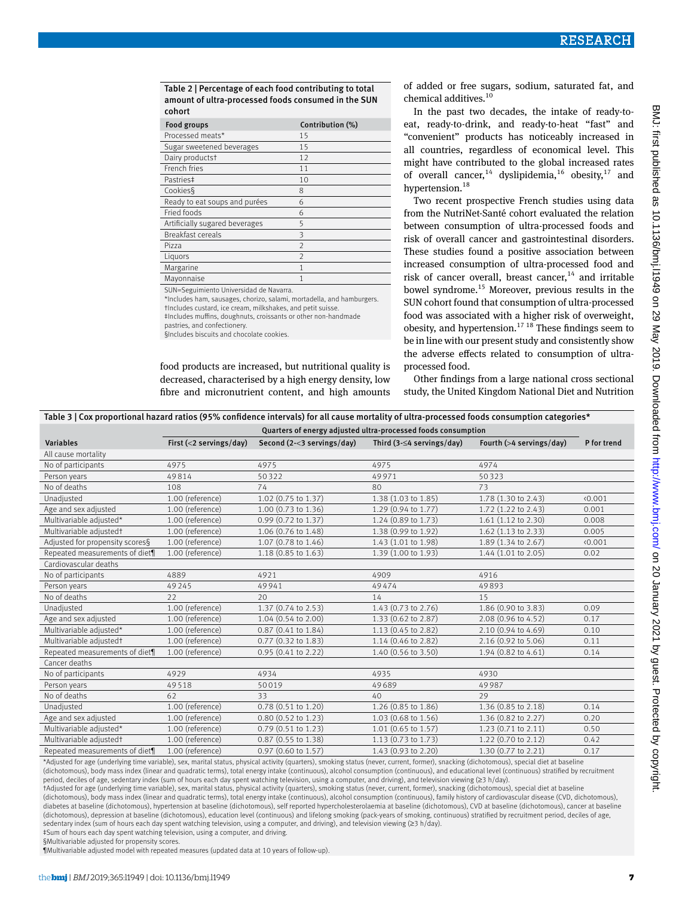**Table 2 | Percentage of each food contributing to total amount of ultra-processed foods consumed in the SUN cohort**

| Food groups | Contribution (%) |
|---|---|
| Processed meats* | 15 |
| Sugar sweetened beverages | 15 |
| Dairy products† | 12 |
| French fries | 11 |
| Pastries‡ | 10 |
| Cookies§ | 8 |
| Ready to eat soups and purées | 6 |
| Fried foods | 6 |
| Artificially sugared beverages | 5 |
| Breakfast cereals | 3 |
| Pizza | 2 |
| Liquors | 2 |
| Margarine | 1 |
| Mayonnaise | 1 |

SUN=Seguimiento Universidad de Navarra.
*Includes ham, sausages, chorizo, salami, mortadella, and hamburgers.
†Includes custard, ice cream, milkshakes, and petit suisse.
‡Includes muffins, doughnuts, croissants or other non-handmade pastries, and confectionery.
§Includes biscuits and chocolate cookies.

food products are increased, but nutritional quality is decreased, characterised by a high energy density, low fibre and micronutrient content, and high amounts of added or free sugars, sodium, saturated fat, and chemical additives.[10]

In the past two decades, the intake of ready-to-eat, ready-to-drink, and ready-to-heat "fast" and "convenient" products has noticeably increased in all countries, regardless of economical level. This might have contributed to the global increased rates of overall cancer,[14] dyslipidemia,[16] obesity,[17] and hypertension.[18]

Two recent prospective French studies using data from the NutriNet-Santé cohort evaluated the relation between consumption of ultra-processed foods and risk of overall cancer and gastrointestinal disorders. These studies found a positive association between increased consumption of ultra-processed food and risk of cancer overall, breast cancer,[14] and irritable bowel syndrome.[15] Moreover, previous results in the SUN cohort found that consumption of ultra-processed food was associated with a higher risk of overweight, obesity, and hypertension.[17 18] These findings seem to be in line with our present study and consistently show the adverse effects related to consumption of ultra-processed food.

Other findings from a large national cross sectional study, the United Kingdom National Diet and Nutrition

**Table 3 | Cox proportional hazard ratios (95% confidence intervals) for all cause mortality of ultra-processed foods consumption categories***

| | Quarters of energy adjusted ultra-processed foods consumption | | | | |
|---|---|---|---|---|---|
| Variables | First (<2 servings/day) | Second (2-<3 servings/day) | Third (3-≤4 servings/day) | Fourth (>4 servings/day) | P for trend |
| All cause mortality | | | | | |
| No of participants | 4975 | 4975 | 4975 | 4974 | |
| Person years | 49814 | 50322 | 49971 | 50323 | |
| No of deaths | 108 | 74 | 80 | 73 | |
| Unadjusted | 1.00 (reference) | 1.02 (0.75 to 1.37) | 1.38 (1.03 to 1.85) | 1.78 (1.30 to 2.43) | <0.001 |
| Age and sex adjusted | 1.00 (reference) | 1.00 (0.73 to 1.36) | 1.29 (0.94 to 1.77) | 1.72 (1.22 to 2.43) | 0.001 |
| Multivariable adjusted* | 1.00 (reference) | 0.99 (0.72 to 1.37) | 1.24 (0.89 to 1.73) | 1.61 (1.12 to 2.30) | 0.008 |
| Multivariable adjusted† | 1.00 (reference) | 1.06 (0.76 to 1.48) | 1.38 (0.99 to 1.92) | 1.62 (1.13 to 2.33) | 0.005 |
| Adjusted for propensity scores§ | 1.00 (reference) | 1.07 (0.78 to 1.46) | 1.43 (1.01 to 1.98) | 1.89 (1.34 to 2.67) | <0.001 |
| Repeated measurements of diet¶ | 1.00 (reference) | 1.18 (0.85 to 1.63) | 1.39 (1.00 to 1.93) | 1.44 (1.01 to 2.05) | 0.02 |
| Cardiovascular deaths | | | | | |
| No of participants | 4889 | 4921 | 4909 | 4916 | |
| Person years | 49245 | 49941 | 49474 | 49893 | |
| No of deaths | 22 | 20 | 14 | 15 | |
| Unadjusted | 1.00 (reference) | 1.37 (0.74 to 2.53) | 1.43 (0.73 to 2.76) | 1.86 (0.90 to 3.83) | 0.09 |
| Age and sex adjusted | 1.00 (reference) | 1.04 (0.54 to 2.00) | 1.33 (0.62 to 2.87) | 2.08 (0.96 to 4.52) | 0.17 |
| Multivariable adjusted* | 1.00 (reference) | 0.87 (0.41 to 1.84) | 1.13 (0.45 to 2.82) | 2.10 (0.94 to 4.69) | 0.10 |
| Multivariable adjusted† | 1.00 (reference) | 0.77 (0.32 to 1.83) | 1.14 (0.46 to 2.82) | 2.16 (0.92 to 5.06) | 0.11 |
| Repeated measurements of diet¶ | 1.00 (reference) | 0.95 (0.41 to 2.22) | 1.40 (0.56 to 3.50) | 1.94 (0.82 to 4.61) | 0.14 |
| Cancer deaths | | | | | |
| No of participants | 4929 | 4934 | 4935 | 4930 | |
| Person years | 49518 | 50019 | 49689 | 49987 | |
| No of deaths | 62 | 33 | 40 | 29 | |
| Unadjusted | 1.00 (reference) | 0.78 (0.51 to 1.20) | 1.26 (0.85 to 1.86) | 1.36 (0.85 to 2.18) | 0.14 |
| Age and sex adjusted | 1.00 (reference) | 0.80 (0.52 to 1.23) | 1.03 (0.68 to 1.56) | 1.36 (0.82 to 2.27) | 0.20 |
| Multivariable adjusted* | 1.00 (reference) | 0.79 (0.51 to 1.23) | 1.01 (0.65 to 1.57) | 1.23 (0.71 to 2.11) | 0.50 |
| Multivariable adjusted† | 1.00 (reference) | 0.87 (0.55 to 1.38) | 1.13 (0.73 to 1.73) | 1.22 (0.70 to 2.12) | 0.42 |
| Repeated measurements of diet¶ | 1.00 (reference) | 0.97 (0.60 to 1.57) | 1.43 (0.93 to 2.20) | 1.30 (0.77 to 2.21) | 0.17 |

*Adjusted for age (underlying time variable), sex, marital status, physical activity (quarters), smoking status (never, current, former), snacking (dichotomous), special diet at baseline (dichotomous), body mass index (linear and quadratic terms), total energy intake (continuous), alcohol consumption (continuous), and educational level (continuous) stratified by recruitment period, deciles of age, sedentary index (sum of hours each day spent watching television, using a computer, and driving), and television viewing (≥3 h/day).
†Adjusted for age (underlying time variable), sex, marital status, physical activity (quarters), smoking status (never, current, former), snacking (dichotomous), special diet at baseline (dichotomous), body mass index (linear and quadratic terms), total energy intake (continuous), alcohol consumption (continuous), family history of cardiovascular disease (CVD, dichotomous), diabetes at baseline (dichotomous), hypertension at baseline (dichotomous), self reported hypercholesterolaemia at baseline (dichotomous), CVD at baseline (dichotomous), cancer at baseline (dichotomous), depression at baseline (dichotomous), education level (continuous) and lifelong smoking (pack-years of smoking, continuous) stratified by recruitment period, deciles of age, sedentary index (sum of hours each day spent watching television, using a computer, and driving), and television viewing (≥3 h/day).
‡Sum of hours each day spent watching television, using a computer, and driving.
§Multivariable adjusted for propensity scores.
¶Multivariable adjusted model with repeated measures (updated data at 10 years of follow-up).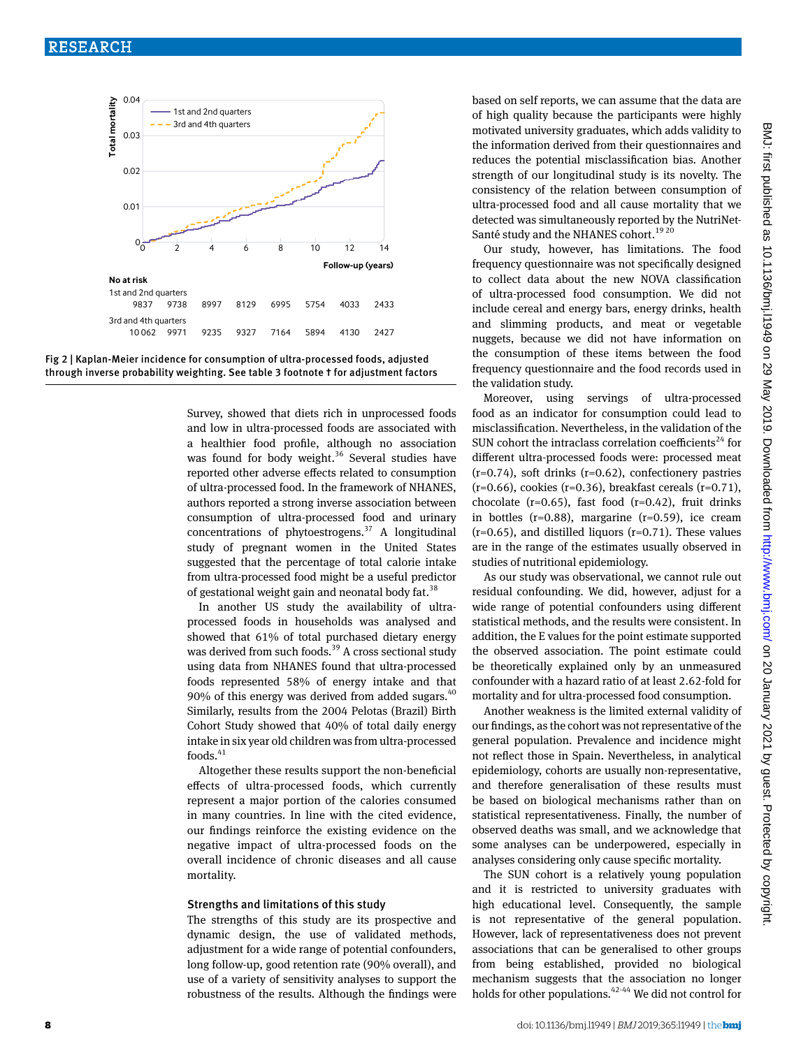No at risk

| | 0 | 2 | 4 | 6 | 8 | 10 | 12 | 14 |
|---|---|---|---|---|---|---|---|---|
| 1st and 2nd quarters | 9837 | 9738 | 8997 | 8129 | 6995 | 5754 | 4033 | 2433 |
| 3rd and 4th quarters | 10 062 | 9971 | 9235 | 9327 | 7164 | 5894 | 4130 | 2427 |

Fig 2 | Kaplan-Meier incidence for consumption of ultra-processed foods, adjusted through inverse probability weighting. See table 3 footnote † for adjustment factors

Survey, showed that diets rich in unprocessed foods and low in ultra-processed foods are associated with a healthier food profile, although no association was found for body weight.[36] Several studies have reported other adverse effects related to consumption of ultra-processed food. In the framework of NHANES, authors reported a strong inverse association between consumption of ultra-processed food and urinary concentrations of phytoestrogens.[37] A longitudinal study of pregnant women in the United States suggested that the percentage of total calorie intake from ultra-processed food might be a useful predictor of gestational weight gain and neonatal body fat.[38]

In another US study the availability of ultra-processed foods in households was analysed and showed that 61% of total purchased dietary energy was derived from such foods.[39] A cross sectional study using data from NHANES found that ultra-processed foods represented 58% of energy intake and that 90% of this energy was derived from added sugars.[40] Similarly, results from the 2004 Pelotas (Brazil) Birth Cohort Study showed that 40% of total daily energy intake in six year old children was from ultra-processed foods.[41]

Altogether these results support the non-beneficial effects of ultra-processed foods, which currently represent a major portion of the calories consumed in many countries. In line with the cited evidence, our findings reinforce the existing evidence on the negative impact of ultra-processed foods on the overall incidence of chronic diseases and all cause mortality.

## Strengths and limitations of this study

The strengths of this study are its prospective and dynamic design, the use of validated methods, adjustment for a wide range of potential confounders, long follow-up, good retention rate (90% overall), and use of a variety of sensitivity analyses to support the robustness of the results. Although the findings were based on self reports, we can assume that the data are of high quality because the participants were highly motivated university graduates, which adds validity to the information derived from their questionnaires and reduces the potential misclassification bias. Another strength of our longitudinal study is its novelty. The consistency of the relation between consumption of ultra-processed food and all cause mortality that we detected was simultaneously reported by the NutriNet-Santé study and the NHANES cohort.[19,20]

Our study, however, has limitations. The food frequency questionnaire was not specifically designed to collect data about the new NOVA classification of ultra-processed food consumption. We did not include cereal and energy bars, energy drinks, health and slimming products, and meat or vegetable nuggets, because we did not have information on the consumption of these items between the food frequency questionnaire and the food records used in the validation study.

Moreover, using servings of ultra-processed food as an indicator for consumption could lead to misclassification. Nevertheless, in the validation of the SUN cohort the intraclass correlation coefficients[24] for different ultra-processed foods were: processed meat (r=0.74), soft drinks (r=0.62), confectionery pastries (r=0.66), cookies (r=0.36), breakfast cereals (r=0.71), chocolate (r=0.65), fast food (r=0.42), fruit drinks in bottles (r=0.88), margarine (r=0.59), ice cream (r=0.65), and distilled liquors (r=0.71). These values are in the range of the estimates usually observed in studies of nutritional epidemiology.

As our study was observational, we cannot rule out residual confounding. We did, however, adjust for a wide range of potential confounders using different statistical methods, and the results were consistent. In addition, the E values for the point estimate supported the observed association. The point estimate could be theoretically explained only by an unmeasured confounder with a hazard ratio of at least 2.62-fold for mortality and for ultra-processed food consumption.

Another weakness is the limited external validity of our findings, as the cohort was not representative of the general population. Prevalence and incidence might not reflect those in Spain. Nevertheless, in analytical epidemiology, cohorts are usually non-representative, and therefore generalisation of these results must be based on biological mechanisms rather than on statistical representativeness. Finally, the number of observed deaths was small, and we acknowledge that some analyses can be underpowered, especially in analyses considering only cause specific mortality.

The SUN cohort is a relatively young population and it is restricted to university graduates with high educational level. Consequently, the sample is not representative of the general population. However, lack of representativeness does not prevent associations that can be generalised to other groups from being established, provided no biological mechanism suggests that the association no longer holds for other populations.[42-44] We did not control for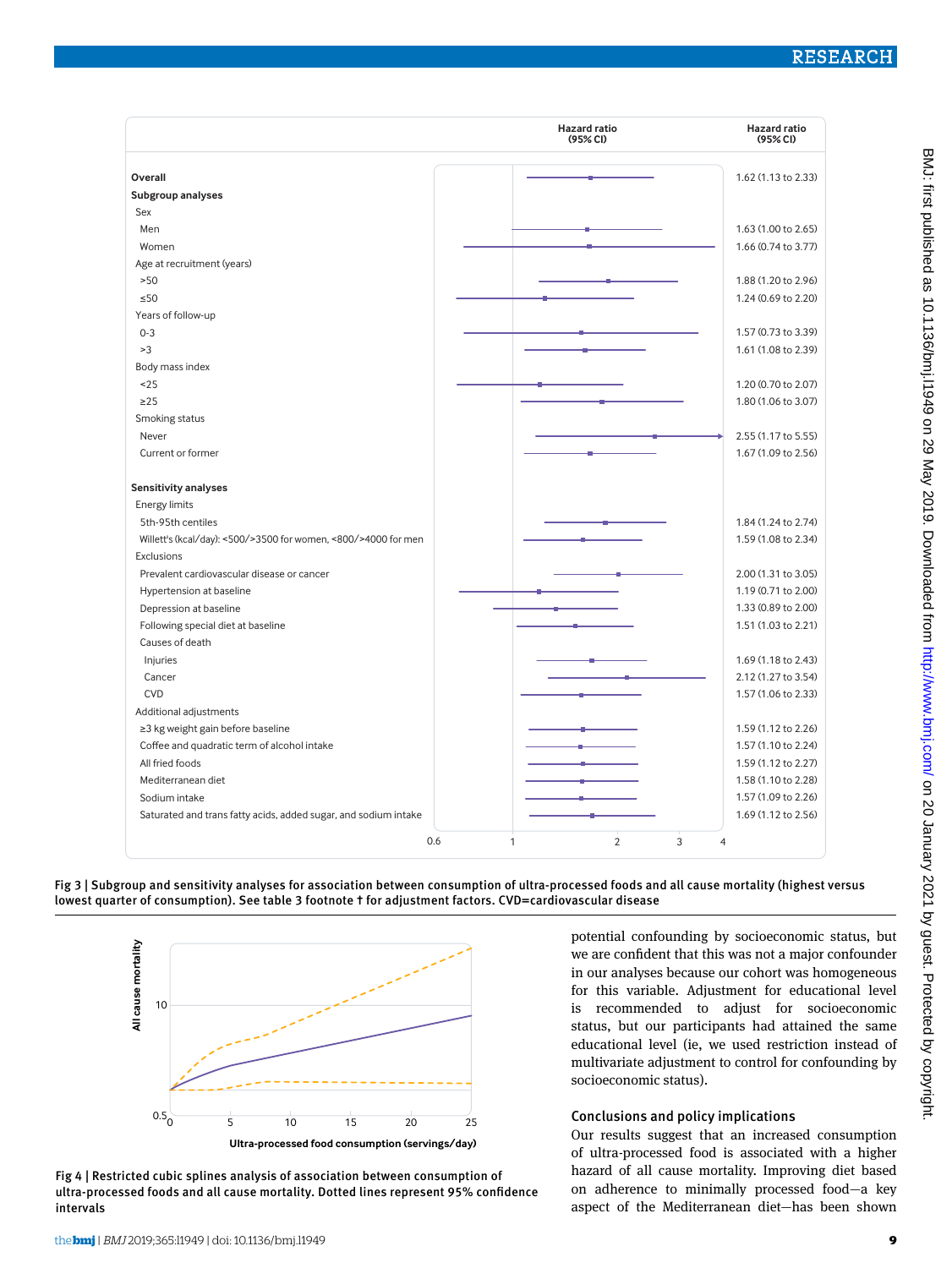| | Hazard ratio (95% CI) |
|---|---|
| **Overall** | 1.62 (1.13 to 2.33) |
| **Subgroup analyses** | |
| Sex | |
| Men | 1.63 (1.00 to 2.65) |
| Women | 1.66 (0.74 to 3.77) |
| Age at recruitment (years) | |
| >50 | 1.88 (1.20 to 2.96) |
| ≤50 | 1.24 (0.69 to 2.20) |
| Years of follow-up | |
| 0-3 | 1.57 (0.73 to 3.39) |
| >3 | 1.61 (1.08 to 2.39) |
| Body mass index | |
| <25 | 1.20 (0.70 to 2.07) |
| ≥25 | 1.80 (1.06 to 3.07) |
| Smoking status | |
| Never | 2.55 (1.17 to 5.55) |
| Current or former | 1.67 (1.09 to 2.56) |
| **Sensitivity analyses** | |
| Energy limits | |
| 5th-95th centiles | 1.84 (1.24 to 2.74) |
| Willett's (kcal/day): <500/>3500 for women, <800/>4000 for men | 1.59 (1.08 to 2.34) |
| Exclusions | |
| Prevalent cardiovascular disease or cancer | 2.00 (1.31 to 3.05) |
| Hypertension at baseline | 1.19 (0.71 to 2.00) |
| Depression at baseline | 1.33 (0.89 to 2.00) |
| Following special diet at baseline | 1.51 (1.03 to 2.21) |
| Causes of death | |
| Injuries | 1.69 (1.18 to 2.43) |
| Cancer | 2.12 (1.27 to 3.54) |
| CVD | 1.57 (1.06 to 2.33) |
| Additional adjustments | |
| ≥3 kg weight gain before baseline | 1.59 (1.12 to 2.26) |
| Coffee and quadratic term of alcohol intake | 1.57 (1.10 to 2.24) |
| All fried foods | 1.59 (1.12 to 2.27) |
| Mediterranean diet | 1.58 (1.10 to 2.28) |
| Sodium intake | 1.57 (1.09 to 2.26) |
| Saturated and trans fatty acids, added sugar, and sodium intake | 1.69 (1.12 to 2.56) |

**Fig 3 | Subgroup and sensitivity analyses for association between consumption of ultra-processed foods and all cause mortality (highest versus lowest quarter of consumption). See table 3 footnote † for adjustment factors. CVD=cardiovascular disease**

**Fig 4 | Restricted cubic splines analysis of association between consumption of ultra-processed foods and all cause mortality. Dotted lines represent 95% confidence intervals**

potential confounding by socioeconomic status, but we are confident that this was not a major confounder in our analyses because our cohort was homogeneous for this variable. Adjustment for educational level is recommended to adjust for socioeconomic status, but our participants had attained the same educational level (ie, we used restriction instead of multivariate adjustment to control for confounding by socioeconomic status).

### Conclusions and policy implications

Our results suggest that an increased consumption of ultra-processed food is associated with a higher hazard of all cause mortality. Improving diet based on adherence to minimally processed food—a key aspect of the Mediterranean diet—has been shown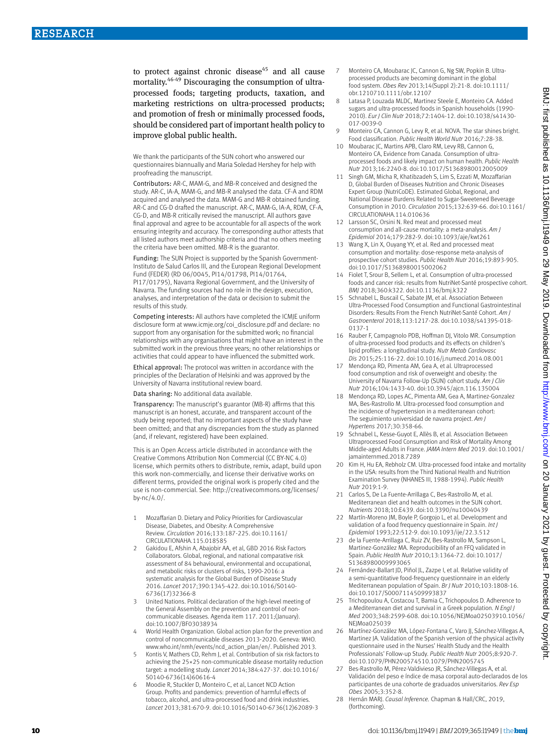to protect against chronic disease[45] and all cause mortality.[46-49] Discouraging the consumption of ultra-processed foods; targeting products, taxation, and marketing restrictions on ultra-processed products; and promotion of fresh or minimally processed foods, should be considered part of important health policy to improve global public health.

We thank the participants of the SUN cohort who answered our questionnaires biannually and Maria Soledad Hershey for help with proofreading the manuscript.

Contributors: AR-C, MAM-G, and MB-R conceived and designed the study. AR-C, IA-A, MAM-G, and MB-R analysed the data. CF-A and RDM acquired and analysed the data. MAM-G and MB-R obtained funding. AR-C and CG-D drafted the manuscript. AR-C, MAM-G, IA-A, RDM, CF-A, CG-D, and MB-R critically revised the manuscript. All authors gave final approval and agree to be accountable for all aspects of the work ensuring integrity and accuracy. The corresponding author attests that all listed authors meet authorship criteria and that no others meeting the criteria have been omitted. MB-R is the guarantor.

Funding: The SUN Project is supported by the Spanish Government-Instituto de Salud Carlos III, and the European Regional Development Fund (FEDER) (RD 06/0045, PI14/01798, PI14/01764, PI17/01795), Navarra Regional Government, and the University of Navarra. The funding sources had no role in the design, execution, analyses, and interpretation of the data or decision to submit the results of this study.

Competing interests: All authors have completed the ICMJE uniform disclosure form at www.icmje.org/coi_disclosure.pdf and declare: no support from any organisation for the submitted work; no financial relationships with any organisations that might have an interest in the submitted work in the previous three years; no other relationships or activities that could appear to have influenced the submitted work.

Ethical approval: The protocol was written in accordance with the principles of the Declaration of Helsinki and was approved by the University of Navarra institutional review board.

Data sharing: No additional data available.

Transparency: The manuscript's guarantor (MB-R) affirms that this manuscript is an honest, accurate, and transparent account of the study being reported; that no important aspects of the study have been omitted; and that any discrepancies from the study as planned (and, if relevant, registered) have been explained.

This is an Open Access article distributed in accordance with the Creative Commons Attribution Non Commercial (CC BY-NC 4.0) license, which permits others to distribute, remix, adapt, build upon this work non-commercially, and license their derivative works on different terms, provided the original work is properly cited and the use is non-commercial. See: http://creativecommons.org/licenses/by-nc/4.0/.

1. Mozaffarian D. Dietary and Policy Priorities for Cardiovascular Disease, Diabetes, and Obesity: A Comprehensive Review. *Circulation* 2016;133:187-225. doi:10.1161/CIRCULATIONAHA.115.018585
2. Gakidou E, Afshin A, Abajobir AA, et al, GBD 2016 Risk Factors Collaborators. Global, regional, and national comparative risk assessment of 84 behavioural, environmental and occupational, and metabolic risks or clusters of risks, 1990-2016: a systematic analysis for the Global Burden of Disease Study 2016. *Lancet* 2017;390:1345-422. doi:10.1016/S0140-6736(17)32366-8
3. United Nations. Political declaration of the high-level meeting of the General Assembly on the prevention and control of non-communicable diseases. Agenda item 117. 2011;(January). doi:10.1007/BF03038934
4. World Health Organization. Global action plan for the prevention and control of noncommunicable diseases 2013-2020. Geneva: WHO. www.who.int/nmh/events/ncd_action_plan/en/. Published 2013.
5. Kontis V, Mathers CD, Rehm J, et al. Contribution of six risk factors to achieving the 25×25 non-communicable disease mortality reduction target: a modelling study. *Lancet* 2014;384:427-37. doi:10.1016/S0140-6736(14)60616-4
6. Moodie R, Stuckler D, Monteiro C, et al, Lancet NCD Action Group. Profits and pandemics: prevention of harmful effects of tobacco, alcohol, and ultra-processed food and drink industries. *Lancet* 2013;381:670-9. doi:10.1016/S0140-6736(12)62089-3
7. Monteiro CA, Moubarac JC, Cannon G, Ng SW, Popkin B. Ultra-processed products are becoming dominant in the global food system. *Obes Rev* 2013;14(Suppl 2):21-8. doi:10.1111/obr.1210710.1111/obr.12107
8. Latasa P, Louzada MLDC, Martinez Steele E, Monteiro CA. Added sugars and ultra-processed foods in Spanish households (1990-2010). *Eur J Clin Nutr* 2018;72:1404-12. doi:10.1038/s41430-017-0039-0
9. Monteiro CA, Cannon G, Levy R, et al. NOVA. The star shines bright. Food classification. *Public Health World Nutr* 2016;7:28-38.
10. Moubarac JC, Martins APB, Claro RM, Levy RB, Cannon G, Monteiro CA. Evidence from Canada. Consumption of ultra-processed foods and likely impact on human health. *Public Health Nutr* 2013;16:2240-8. doi:10.1017/S1368980012005009
11. Singh GM, Micha R, Khatibzadeh S, Lim S, Ezzati M, Mozaffarian D, Global Burden of Diseases Nutrition and Chronic Diseases Expert Group (NutriCoDE). Estimated Global, Regional, and National Disease Burdens Related to Sugar-Sweetened Beverage Consumption in 2010. *Circulation* 2015;132:639-66. doi:10.1161/CIRCULATIONAHA.114.010636
12. Larsson SC, Orsini N. Red meat and processed meat consumption and all-cause mortality: a meta-analysis. *Am J Epidemiol* 2014;179:282-9. doi:10.1093/aje/kwt261
13. Wang X, Lin X, Ouyang YY, et al. Red and processed meat consumption and mortality: dose-response meta-analysis of prospective cohort studies. *Public Health Nutr* 2016;19:893-905. doi:10.1017/S1368980015002062
14. Fiolet T, Srour B, Sellem L, et al. Consumption of ultra-processed foods and cancer risk: results from NutriNet-Santé prospective cohort. *BMJ* 2018;360:k322. doi:10.1136/bmj.k322
15. Schnabel L, Buscail C, Sabate JM, et al. Association Between Ultra-Processed Food Consumption and Functional Gastrointestinal Disorders: Results From the French NutriNet-Santé Cohort. *Am J Gastroenterol* 2018;113:1217-28. doi:10.1038/s41395-018-0137-1
16. Rauber F, Campagnolo PDB, Hoffman DJ, Vitolo MR. Consumption of ultra-processed food products and its effects on children's lipid profiles: a longitudinal study. *Nutr Metab Cardiovasc Dis* 2015;25:116-22. doi:10.1016/j.numecd.2014.08.001
17. Mendonça RD, Pimenta AM, Gea A, et al. Ultraprocessed food consumption and risk of overweight and obesity: the University of Navarra Follow-Up (SUN) cohort study. *Am J Clin Nutr* 2016;104:1433-40. doi:10.3945/ajcn.116.135004
18. Mendonça RD, Lopes AC, Pimenta AM, Gea A, Martinez-Gonzalez MA, Bes-Rastrollo M. Ultra-processed food consumption and the incidence of hypertension in a mediterranean cohort: The seguimiento universidad de navarra project. *Am J Hypertens* 2017;30:358-66.
19. Schnabel L, Kesse-Guyot E, Allès B, et al. Association Between Ultraprocessed Food Consumption and Risk of Mortality Among Middle-aged Adults in France. *JAMA Intern Med* 2019. doi:10.1001/jamainternmed.2018.7289
20. Kim H, Hu EA, Rebholz CM. Ultra-processed food intake and mortality in the USA: results from the Third National Health and Nutrition Examination Survey (NHANES III, 1988-1994). *Public Health Nutr* 2019:1-9.
21. Carlos S, De La Fuente-Arrillaga C, Bes-Rastrollo M, et al. Mediterranean diet and health outcomes in the SUN cohort. *Nutrients* 2018;10:E439. doi:10.3390/nu10040439
22. Martín-Moreno JM, Boyle P, Gorgojo L, et al. Development and validation of a food frequency questionnaire in Spain. *Int J Epidemiol* 1993;22:512-9. doi:10.1093/ije/22.3.512
23. de la Fuente-Arrillaga C, Ruiz ZV, Bes-Rastrollo M, Sampson L, Martinez-González MA. Reproducibility of an FFQ validated in Spain. *Public Health Nutr* 2010;13:1364-72. doi:10.1017/S1368980009993065
24. Fernández-Ballart JD, Piñol JL, Zazpe I, et al. Relative validity of a semi-quantitative food-frequency questionnaire in an elderly Mediterranean population of Spain. *Br J Nutr* 2010;103:1808-16. doi:10.1017/S0007114509993837
25. Trichopoulou A, Costacou T, Bamia C, Trichopoulos D. Adherence to a Mediterranean diet and survival in a Greek population. *N Engl J Med* 2003;348:2599-608. doi:10.1056/NEJMoa02503910.1056/NEJMoa025039
26. Martínez-González MA, López-Fontana C, Varo JJ, Sánchez-Villegas A, Martinez JA. Validation of the Spanish version of the physical activity questionnaire used in the Nurses' Health Study and the Health Professionals' Follow-up Study. *Public Health Nutr* 2005;8:920-7. doi:10.1079/PHN200574510.1079/PHN2005745
27. Bes-Rastrollo M, Pérez-Valdivieso JR, Sánchez-Villegas A, et al. Validación del peso e índice de masa corporal auto-declarados de los participantes de una cohorte de graduados universitarios. *Rev Esp Obes* 2005;3:352-8.
28. Hernán MARJ. *Causal Inference*. Chapman & Hall/CRC, 2019, (forthcoming).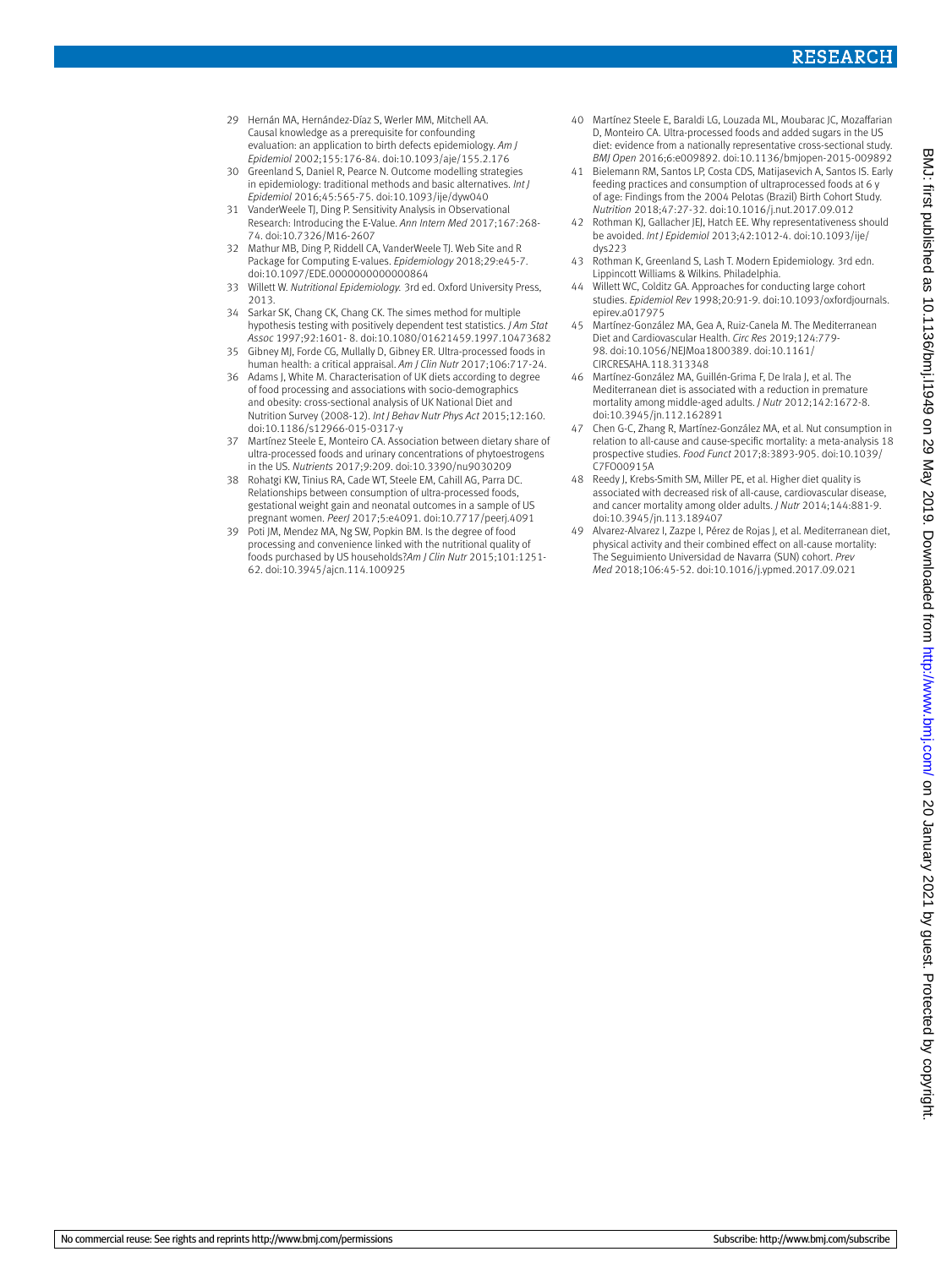29 Hernán MA, Hernández-Díaz S, Werler MM, Mitchell AA. Causal knowledge as a prerequisite for confounding evaluation: an application to birth defects epidemiology. *Am J Epidemiol* 2002;155:176-84. doi:10.1093/aje/155.2.176

30 Greenland S, Daniel R, Pearce N. Outcome modelling strategies in epidemiology: traditional methods and basic alternatives. *Int J Epidemiol* 2016;45:565-75. doi:10.1093/ije/dyw040

31 VanderWeele TJ, Ding P. Sensitivity Analysis in Observational Research: Introducing the E-Value. *Ann Intern Med* 2017;167:268-74. doi:10.7326/M16-2607

32 Mathur MB, Ding P, Riddell CA, VanderWeele TJ. Web Site and R Package for Computing E-values. *Epidemiology* 2018;29:e45-7. doi:10.1097/EDE.0000000000000864

33 Willett W. *Nutritional Epidemiology.* 3rd ed. Oxford University Press, 2013.

34 Sarkar SK, Chang CK, Chang CK. The simes method for multiple hypothesis testing with positively dependent test statistics. *J Am Stat Assoc* 1997;92:1601- 8. doi:10.1080/01621459.1997.10473682

35 Gibney MJ, Forde CG, Mullally D, Gibney ER. Ultra-processed foods in human health: a critical appraisal. *Am J Clin Nutr* 2017;106:717-24.

36 Adams J, White M. Characterisation of UK diets according to degree of food processing and associations with socio-demographics and obesity: cross-sectional analysis of UK National Diet and Nutrition Survey (2008-12). *Int J Behav Nutr Phys Act* 2015;12:160. doi:10.1186/s12966-015-0317-y

37 Martínez Steele E, Monteiro CA. Association between dietary share of ultra-processed foods and urinary concentrations of phytoestrogens in the US. *Nutrients* 2017;9:209. doi:10.3390/nu9030209

38 Rohatgi KW, Tinius RA, Cade WT, Steele EM, Cahill AG, Parra DC. Relationships between consumption of ultra-processed foods, gestational weight gain and neonatal outcomes in a sample of US pregnant women. *PeerJ* 2017;5:e4091. doi:10.7717/peerj.4091

39 Poti JM, Mendez MA, Ng SW, Popkin BM. Is the degree of food processing and convenience linked with the nutritional quality of foods purchased by US households?*Am J Clin Nutr* 2015;101:1251-62. doi:10.3945/ajcn.114.100925

40 Martínez Steele E, Baraldi LG, Louzada ML, Moubarac JC, Mozaffarian D, Monteiro CA. Ultra-processed foods and added sugars in the US diet: evidence from a nationally representative cross-sectional study. *BMJ Open* 2016;6:e009892. doi:10.1136/bmjopen-2015-009892

41 Bielemann RM, Santos LP, Costa CDS, Matijasevich A, Santos IS. Early feeding practices and consumption of ultraprocessed foods at 6 y of age: Findings from the 2004 Pelotas (Brazil) Birth Cohort Study. *Nutrition* 2018;47:27-32. doi:10.1016/j.nut.2017.09.012

42 Rothman KJ, Gallacher JEJ, Hatch EE. Why representativeness should be avoided. *Int J Epidemiol* 2013;42:1012-4. doi:10.1093/ije/dys223

43 Rothman K, Greenland S, Lash T. Modern Epidemiology. 3rd edn. Lippincott Williams & Wilkins. Philadelphia.

44 Willett WC, Colditz GA. Approaches for conducting large cohort studies. *Epidemiol Rev* 1998;20:91-9. doi:10.1093/oxfordjournals.epirev.a017975

45 Martínez-González MA, Gea A, Ruiz-Canela M. The Mediterranean Diet and Cardiovascular Health. *Circ Res* 2019;124:779-98. doi:10.1056/NEJMoa1800389. doi:10.1161/CIRCRESAHA.118.313348

46 Martínez-González MA, Guillén-Grima F, De Irala J, et al. The Mediterranean diet is associated with a reduction in premature mortality among middle-aged adults. *J Nutr* 2012;142:1672-8. doi:10.3945/jn.112.162891

47 Chen G-C, Zhang R, Martínez-González MA, et al. Nut consumption in relation to all-cause and cause-specific mortality: a meta-analysis 18 prospective studies. *Food Funct* 2017;8:3893-905. doi:10.1039/C7FO00915A

48 Reedy J, Krebs-Smith SM, Miller PE, et al. Higher diet quality is associated with decreased risk of all-cause, cardiovascular disease, and cancer mortality among older adults. *J Nutr* 2014;144:881-9. doi:10.3945/jn.113.189407

49 Alvarez-Alvarez I, Zazpe I, Pérez de Rojas J, et al. Mediterranean diet, physical activity and their combined effect on all-cause mortality: The Seguimiento Universidad de Navarra (SUN) cohort. *Prev Med* 2018;106:45-52. doi:10.1016/j.ypmed.2017.09.021